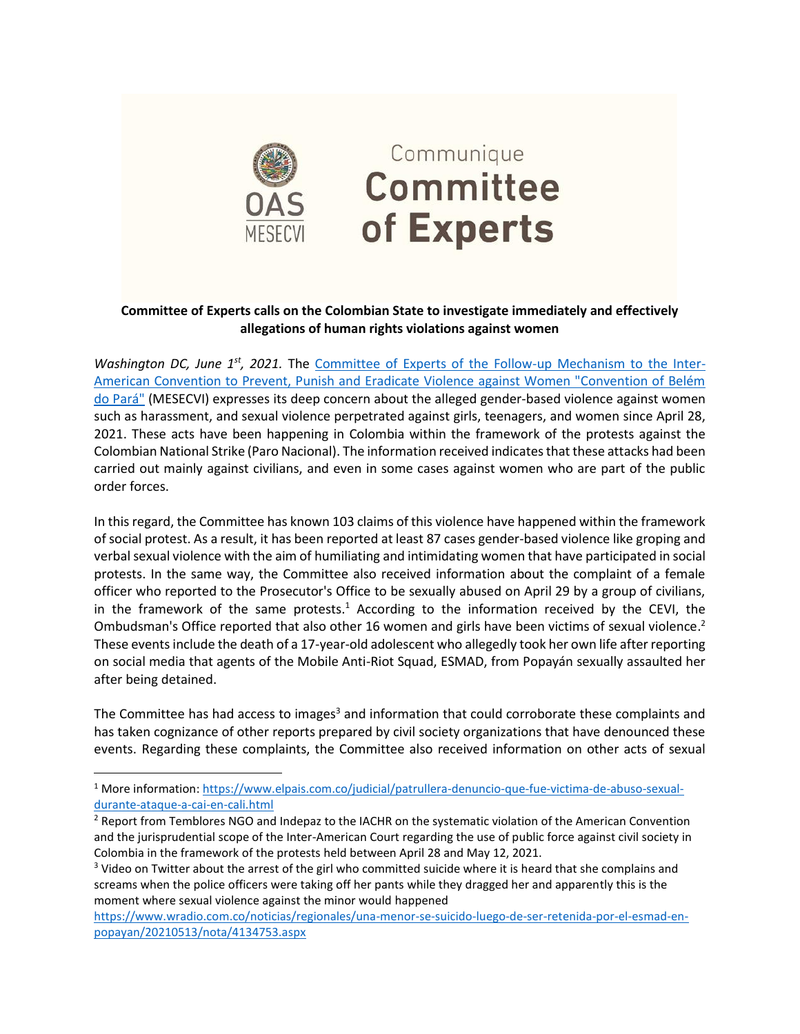Communique

# Committee of Experts

**Committee of Experts calls on the Colombian State to investigate immediately and effectively allegations of human rights violations against women**

*Washington DC, June 1st, 2021.* The Committee of Experts of the Follow-up Mechanism to the Inter-American Convention to Prevent, Punish and Eradicate Violence against Women "Convention of Belém do Pará" (MESECVI) expresses its deep concern about the alleged gender-based violence against women such as harassment, and sexual violence perpetrated against girls, teenagers, and women since April 28, 2021. These acts have been happening in Colombia within the framework of the protests against the Colombian National Strike (Paro Nacional). The information received indicates that these attacks had been carried out mainly against civilians, and even in some cases against women who are part of the public order forces.

In this regard, the Committee has known 103 claims of this violence have happened within the framework of social protest. As a result, it has been reported at least 87 cases gender-based violence like groping and verbal sexual violence with the aim of humiliating and intimidating women that have participated in social protests. In the same way, the Committee also received information about the complaint of a female officer who reported to the Prosecutor's Office to be sexually abused on April 29 by a group of civilians, in the framework of the same protests.[1] According to the information received by the CEVI, the Ombudsman's Office reported that also other 16 women and girls have been victims of sexual violence.[2] These events include the death of a 17-year-old adolescent who allegedly took her own life after reporting on social media that agents of the Mobile Anti-Riot Squad, ESMAD, from Popayán sexually assaulted her after being detained.

The Committee has had access to images[3] and information that could corroborate these complaints and has taken cognizance of other reports prepared by civil society organizations that have denounced these events. Regarding these complaints, the Committee also received information on other acts of sexual

---

[1] More information: https://www.elpais.com.co/judicial/patrullera-denuncio-que-fue-victima-de-abuso-sexual-durante-ataque-a-cai-en-cali.html

[2] Report from Temblores NGO and Indepaz to the IACHR on the systematic violation of the American Convention and the jurisprudential scope of the Inter-American Court regarding the use of public force against civil society in Colombia in the framework of the protests held between April 28 and May 12, 2021.

[3] Video on Twitter about the arrest of the girl who committed suicide where it is heard that she complains and screams when the police officers were taking off her pants while they dragged her and apparently this is the moment where sexual violence against the minor would happened https://www.wradio.com.co/noticias/regionales/una-menor-se-suicido-luego-de-ser-retenida-por-el-esmad-en-popayan/20210513/nota/4134753.aspx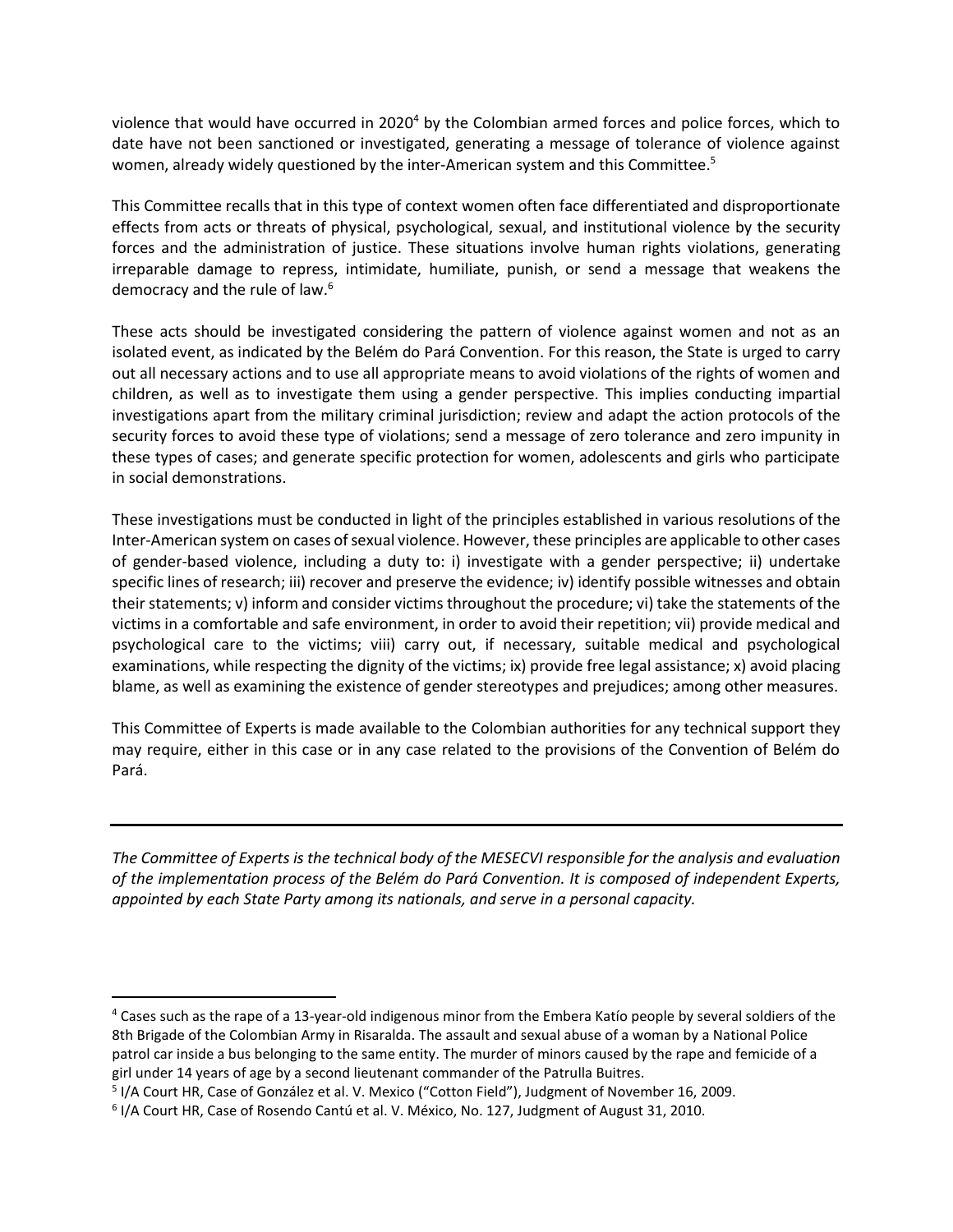violence that would have occurred in 2020[4] by the Colombian armed forces and police forces, which to date have not been sanctioned or investigated, generating a message of tolerance of violence against women, already widely questioned by the inter-American system and this Committee.[5]

This Committee recalls that in this type of context women often face differentiated and disproportionate effects from acts or threats of physical, psychological, sexual, and institutional violence by the security forces and the administration of justice. These situations involve human rights violations, generating irreparable damage to repress, intimidate, humiliate, punish, or send a message that weakens the democracy and the rule of law.[6]

These acts should be investigated considering the pattern of violence against women and not as an isolated event, as indicated by the Belém do Pará Convention. For this reason, the State is urged to carry out all necessary actions and to use all appropriate means to avoid violations of the rights of women and children, as well as to investigate them using a gender perspective. This implies conducting impartial investigations apart from the military criminal jurisdiction; review and adapt the action protocols of the security forces to avoid these type of violations; send a message of zero tolerance and zero impunity in these types of cases; and generate specific protection for women, adolescents and girls who participate in social demonstrations.

These investigations must be conducted in light of the principles established in various resolutions of the Inter-American system on cases of sexual violence. However, these principles are applicable to other cases of gender-based violence, including a duty to: i) investigate with a gender perspective; ii) undertake specific lines of research; iii) recover and preserve the evidence; iv) identify possible witnesses and obtain their statements; v) inform and consider victims throughout the procedure; vi) take the statements of the victims in a comfortable and safe environment, in order to avoid their repetition; vii) provide medical and psychological care to the victims; viii) carry out, if necessary, suitable medical and psychological examinations, while respecting the dignity of the victims; ix) provide free legal assistance; x) avoid placing blame, as well as examining the existence of gender stereotypes and prejudices; among other measures.

This Committee of Experts is made available to the Colombian authorities for any technical support they may require, either in this case or in any case related to the provisions of the Convention of Belém do Pará.

---

*The Committee of Experts is the technical body of the MESECVI responsible for the analysis and evaluation of the implementation process of the Belém do Pará Convention. It is composed of independent Experts, appointed by each State Party among its nationals, and serve in a personal capacity.*

---

[4] Cases such as the rape of a 13-year-old indigenous minor from the Embera Katío people by several soldiers of the 8th Brigade of the Colombian Army in Risaralda. The assault and sexual abuse of a woman by a National Police patrol car inside a bus belonging to the same entity. The murder of minors caused by the rape and femicide of a girl under 14 years of age by a second lieutenant commander of the Patrulla Buitres.

[5] I/A Court HR, Case of González et al. V. Mexico ("Cotton Field"), Judgment of November 16, 2009.

[6] I/A Court HR, Case of Rosendo Cantú et al. V. México, No. 127, Judgment of August 31, 2010.